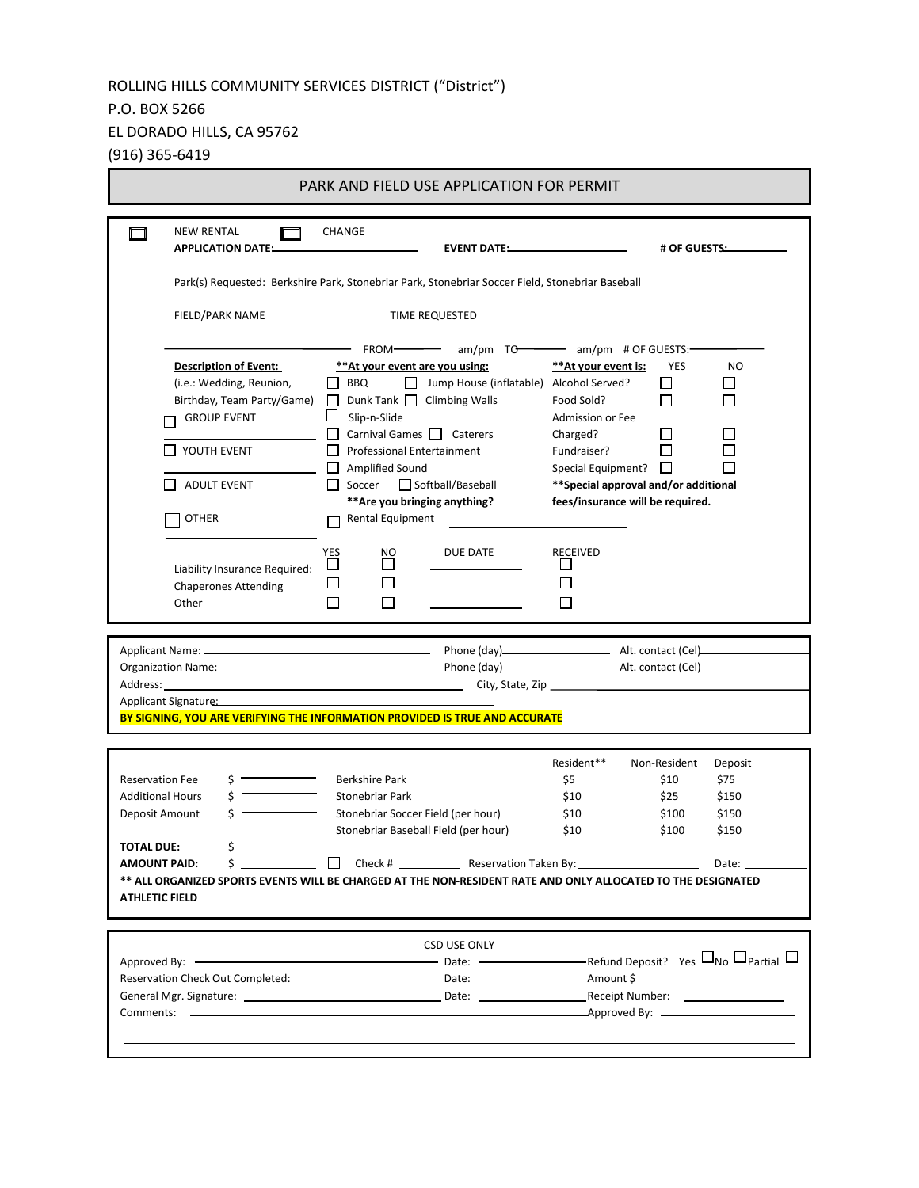ROLLING HILLS COMMUNITY SERVICES DISTRICT ("District")
P.O. BOX 5266
EL DORADO HILLS, CA 95762
(916) 365-6419

# PARK AND FIELD USE APPLICATION FOR PERMIT

☐ NEW RENTAL ☐ CHANGE

**APPLICATION DATE:** ____________ **EVENT DATE:** ____________ **# OF GUESTS:** ____________

Park(s) Requested: Berkshire Park, Stonebriar Park, Stonebriar Soccer Field, Stonebriar Baseball

FIELD/PARK NAME TIME REQUESTED

____________ FROM ______ am/pm TO ______ am/pm # OF GUESTS: ______

**Description of Event:**
(i.e.: Wedding, Reunion, Birthday, Team Party/Game)

- ☐ GROUP EVENT ____________
- ☐ YOUTH EVENT ____________
- ☐ ADULT EVENT ____________
- ☐ OTHER ____________

**\*\*At your event are you using:**

- ☐ BBQ ☐ Jump House (inflatable)
- ☐ Dunk Tank ☐ Climbing Walls
- ☐ Slip-n-Slide
- ☐ Carnival Games ☐ Caterers
- ☐ Professional Entertainment
- ☐ Amplified Sound
- ☐ Soccer ☐ Softball/Baseball

**\*\*Are you bringing anything?**

- ☐ Rental Equipment ____________

| **\*\*At your event is:** | YES | NO |
|---|---|---|
| Alcohol Served? | ☐ | ☐ |
| Food Sold? | ☐ | ☐ |
| Admission or Fee Charged? | ☐ | ☐ |
| Fundraiser? | ☐ | ☐ |
| Special Equipment? | ☐ | ☐ |

**\*\*Special approval and/or additional fees/insurance will be required.**

| | YES | NO | DUE DATE | RECEIVED |
|---|---|---|---|---|
| Liability Insurance Required: | ☐ | ☐ | ____________ | ☐ |
| Chaperones Attending | ☐ | ☐ | ____________ | ☐ |
| Other | ☐ | ☐ | ____________ | ☐ |

Applicant Name: ____________ Phone (day) ____________ Alt. contact (Cel) ____________
Organization Name: ____________ Phone (day) ____________ Alt. contact (Cel) ____________
Address: ____________ City, State, Zip ____________
Applicant Signature: ____________

**BY SIGNING, YOU ARE VERIFYING THE INFORMATION PROVIDED IS TRUE AND ACCURATE**

| | | | Resident** | Non-Resident | Deposit |
|---|---|---|---|---|---|
| Reservation Fee | $ ______ | Berkshire Park | $5 | $10 | $75 |
| Additional Hours | $ ______ | Stonebriar Park | $10 | $25 | $150 |
| Deposit Amount | $ ______ | Stonebriar Soccer Field (per hour) | $10 | $100 | $150 |
| | | Stonebriar Baseball Field (per hour) | $10 | $100 | $150 |
| **TOTAL DUE:** | $ ______ | | | | |

**AMOUNT PAID:** $ ______ ☐ Check # ______ Reservation Taken By: ____________ Date: ______

**\*\* ALL ORGANIZED SPORTS EVENTS WILL BE CHARGED AT THE NON-RESIDENT RATE AND ONLY ALLOCATED TO THE DESIGNATED ATHLETIC FIELD**

CSD USE ONLY

Approved By: ____________ Date: ____________ Refund Deposit? Yes ☐ No ☐ Partial ☐
Reservation Check Out Completed: ____________ Date: ____________ Amount $ ____________
General Mgr. Signature: ____________ Date: ____________ Receipt Number: ____________
Comments: ____________ Approved By: ____________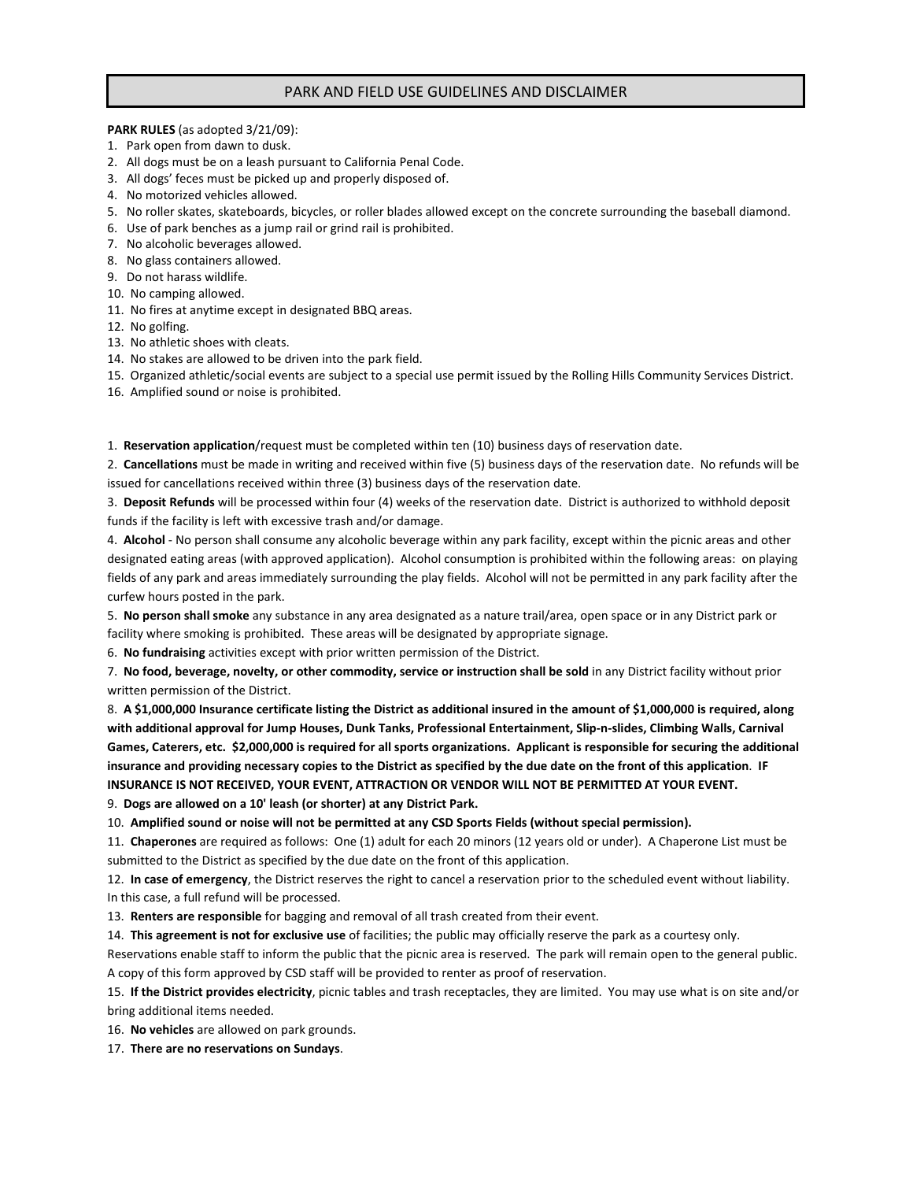# PARK AND FIELD USE GUIDELINES AND DISCLAIMER

**PARK RULES** (as adopted 3/21/09):

1. Park open from dawn to dusk.
2. All dogs must be on a leash pursuant to California Penal Code.
3. All dogs' feces must be picked up and properly disposed of.
4. No motorized vehicles allowed.
5. No roller skates, skateboards, bicycles, or roller blades allowed except on the concrete surrounding the baseball diamond.
6. Use of park benches as a jump rail or grind rail is prohibited.
7. No alcoholic beverages allowed.
8. No glass containers allowed.
9. Do not harass wildlife.
10. No camping allowed.
11. No fires at anytime except in designated BBQ areas.
12. No golfing.
13. No athletic shoes with cleats.
14. No stakes are allowed to be driven into the park field.
15. Organized athletic/social events are subject to a special use permit issued by the Rolling Hills Community Services District.
16. Amplified sound or noise is prohibited.

1. **Reservation application**/request must be completed within ten (10) business days of reservation date.
2. **Cancellations** must be made in writing and received within five (5) business days of the reservation date. No refunds will be issued for cancellations received within three (3) business days of the reservation date.
3. **Deposit Refunds** will be processed within four (4) weeks of the reservation date. District is authorized to withhold deposit funds if the facility is left with excessive trash and/or damage.
4. **Alcohol** - No person shall consume any alcoholic beverage within any park facility, except within the picnic areas and other designated eating areas (with approved application). Alcohol consumption is prohibited within the following areas: on playing fields of any park and areas immediately surrounding the play fields. Alcohol will not be permitted in any park facility after the curfew hours posted in the park.
5. **No person shall smoke** any substance in any area designated as a nature trail/area, open space or in any District park or facility where smoking is prohibited. These areas will be designated by appropriate signage.
6. **No fundraising** activities except with prior written permission of the District.
7. **No food, beverage, novelty, or other commodity, service or instruction shall be sold** in any District facility without prior written permission of the District.
8. **A $1,000,000 Insurance certificate listing the District as additional insured in the amount of $1,000,000 is required, along with additional approval for Jump Houses, Dunk Tanks, Professional Entertainment, Slip-n-slides, Climbing Walls, Carnival Games, Caterers, etc. $2,000,000 is required for all sports organizations. Applicant is responsible for securing the additional insurance and providing necessary copies to the District as specified by the due date on the front of this application**. **IF INSURANCE IS NOT RECEIVED, YOUR EVENT, ATTRACTION OR VENDOR WILL NOT BE PERMITTED AT YOUR EVENT.**
9. **Dogs are allowed on a 10' leash (or shorter) at any District Park.**
10. **Amplified sound or noise will not be permitted at any CSD Sports Fields (without special permission).**
11. **Chaperones** are required as follows: One (1) adult for each 20 minors (12 years old or under). A Chaperone List must be submitted to the District as specified by the due date on the front of this application.
12. **In case of emergency**, the District reserves the right to cancel a reservation prior to the scheduled event without liability. In this case, a full refund will be processed.
13. **Renters are responsible** for bagging and removal of all trash created from their event.
14. **This agreement is not for exclusive use** of facilities; the public may officially reserve the park as a courtesy only. Reservations enable staff to inform the public that the picnic area is reserved. The park will remain open to the general public. A copy of this form approved by CSD staff will be provided to renter as proof of reservation.
15. **If the District provides electricity**, picnic tables and trash receptacles, they are limited. You may use what is on site and/or bring additional items needed.
16. **No vehicles** are allowed on park grounds.
17. **There are no reservations on Sundays**.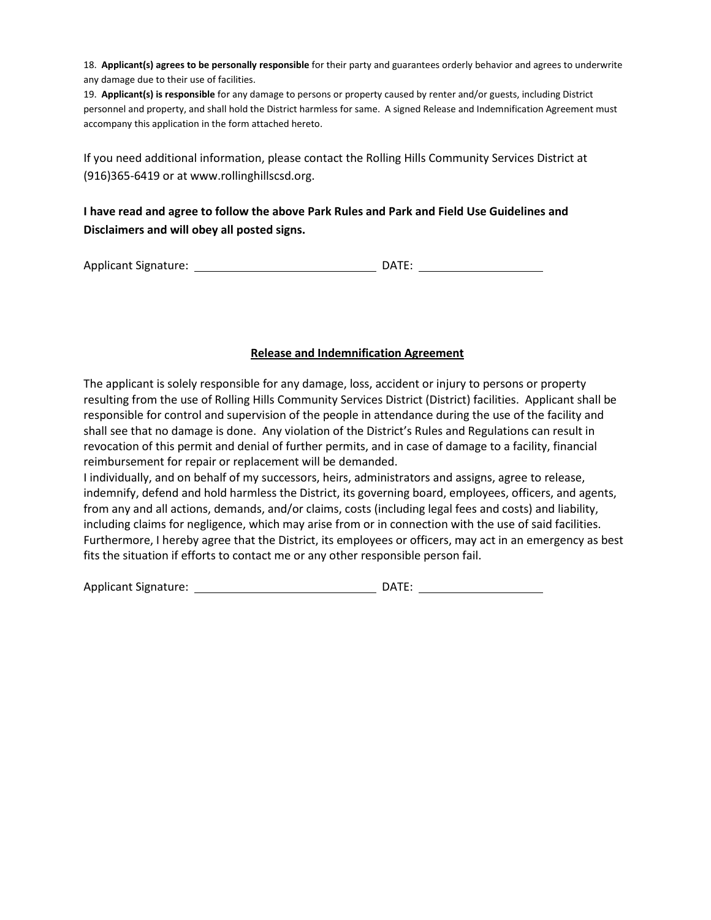18. **Applicant(s) agrees to be personally responsible** for their party and guarantees orderly behavior and agrees to underwrite any damage due to their use of facilities.
19. **Applicant(s) is responsible** for any damage to persons or property caused by renter and/or guests, including District personnel and property, and shall hold the District harmless for same. A signed Release and Indemnification Agreement must accompany this application in the form attached hereto.

If you need additional information, please contact the Rolling Hills Community Services District at (916)365-6419 or at www.rollinghillscsd.org.

**I have read and agree to follow the above Park Rules and Park and Field Use Guidelines and Disclaimers and will obey all posted signs.**

Applicant Signature: ____________________________ DATE: ____________________

## Release and Indemnification Agreement

The applicant is solely responsible for any damage, loss, accident or injury to persons or property resulting from the use of Rolling Hills Community Services District (District) facilities. Applicant shall be responsible for control and supervision of the people in attendance during the use of the facility and shall see that no damage is done. Any violation of the District's Rules and Regulations can result in revocation of this permit and denial of further permits, and in case of damage to a facility, financial reimbursement for repair or replacement will be demanded.
I individually, and on behalf of my successors, heirs, administrators and assigns, agree to release, indemnify, defend and hold harmless the District, its governing board, employees, officers, and agents, from any and all actions, demands, and/or claims, costs (including legal fees and costs) and liability, including claims for negligence, which may arise from or in connection with the use of said facilities. Furthermore, I hereby agree that the District, its employees or officers, may act in an emergency as best fits the situation if efforts to contact me or any other responsible person fail.

Applicant Signature: ____________________________ DATE: ____________________